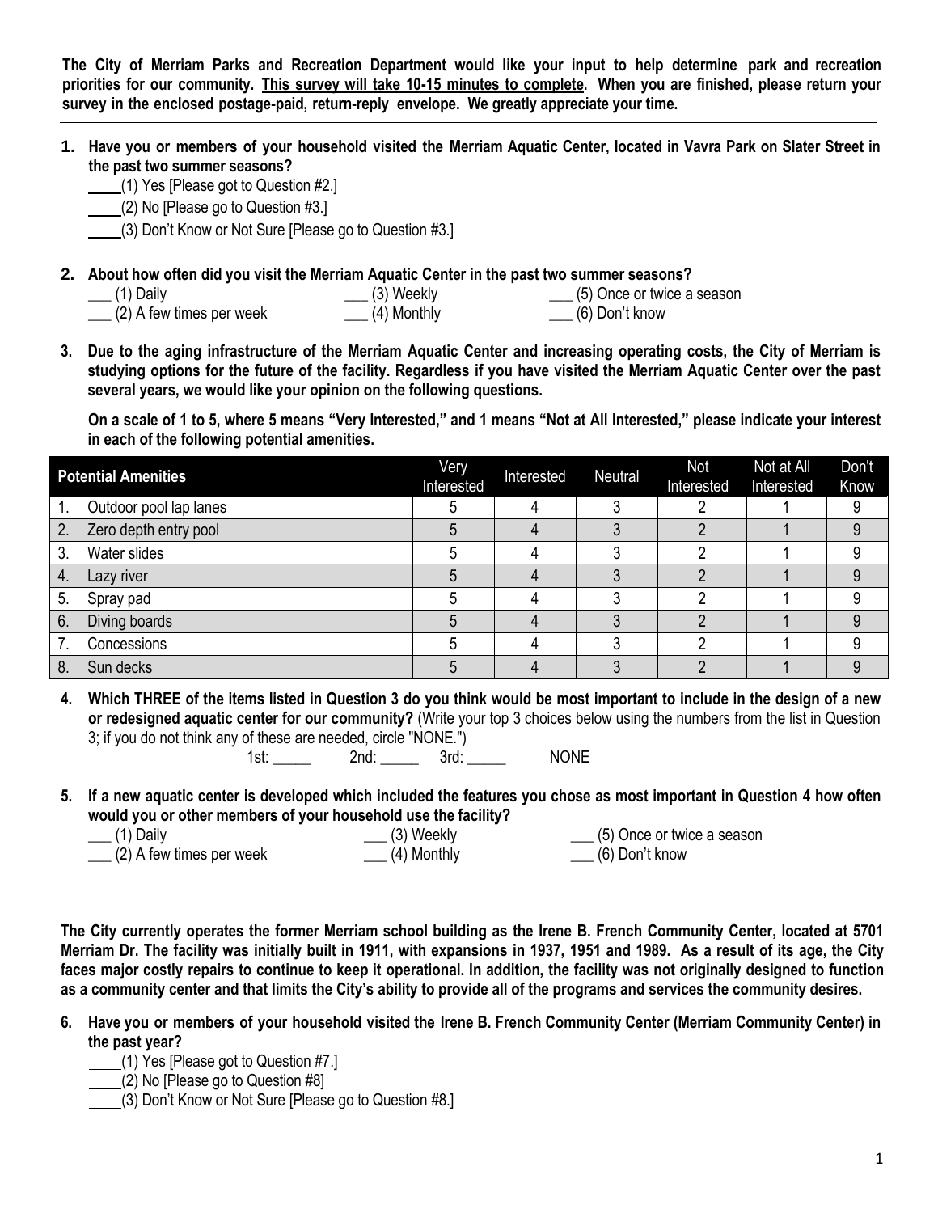**The City of Merriam Parks and Recreation Department would like your input to help determine park and recreation priorities for our community. <u>This survey will take 10-15 minutes to complete</u>. When you are finished, please return your survey in the enclosed postage-paid, return-reply envelope. We greatly appreciate your time.**

---

**1. Have you or members of your household visited the Merriam Aquatic Center, located in Vavra Park on Slater Street in the past two summer seasons?**

____(1) Yes [Please got to Question #2.]
____(2) No [Please go to Question #3.]
____(3) Don't Know or Not Sure [Please go to Question #3.]

**2. About how often did you visit the Merriam Aquatic Center in the past two summer seasons?**

___ (1) Daily
___ (2) A few times per week
___ (3) Weekly
___ (4) Monthly
___ (5) Once or twice a season
___ (6) Don't know

**3. Due to the aging infrastructure of the Merriam Aquatic Center and increasing operating costs, the City of Merriam is studying options for the future of the facility. Regardless if you have visited the Merriam Aquatic Center over the past several years, we would like your opinion on the following questions.**

**On a scale of 1 to 5, where 5 means "Very Interested," and 1 means "Not at All Interested," please indicate your interest in each of the following potential amenities.**

| Potential Amenities | Very Interested | Interested | Neutral | Not Interested | Not at All Interested | Don't Know |
|---|---|---|---|---|---|---|
| 1. Outdoor pool lap lanes | 5 | 4 | 3 | 2 | 1 | 9 |
| 2. Zero depth entry pool | 5 | 4 | 3 | 2 | 1 | 9 |
| 3. Water slides | 5 | 4 | 3 | 2 | 1 | 9 |
| 4. Lazy river | 5 | 4 | 3 | 2 | 1 | 9 |
| 5. Spray pad | 5 | 4 | 3 | 2 | 1 | 9 |
| 6. Diving boards | 5 | 4 | 3 | 2 | 1 | 9 |
| 7. Concessions | 5 | 4 | 3 | 2 | 1 | 9 |
| 8. Sun decks | 5 | 4 | 3 | 2 | 1 | 9 |

**4. Which THREE of the items listed in Question 3 do you think would be most important to include in the design of a new or redesigned aquatic center for our community?** (Write your top 3 choices below using the numbers from the list in Question 3; if you do not think any of these are needed, circle "NONE.")

1st: _____ 2nd: _____ 3rd: _____ NONE

**5. If a new aquatic center is developed which included the features you chose as most important in Question 4 how often would you or other members of your household use the facility?**

___ (1) Daily
___ (2) A few times per week
___ (3) Weekly
___ (4) Monthly
___ (5) Once or twice a season
___ (6) Don't know

**The City currently operates the former Merriam school building as the Irene B. French Community Center, located at 5701 Merriam Dr. The facility was initially built in 1911, with expansions in 1937, 1951 and 1989. As a result of its age, the City faces major costly repairs to continue to keep it operational. In addition, the facility was not originally designed to function as a community center and that limits the City's ability to provide all of the programs and services the community desires.**

**6. Have you or members of your household visited the Irene B. French Community Center (Merriam Community Center) in the past year?**

____(1) Yes [Please got to Question #7.]
____(2) No [Please go to Question #8]
____(3) Don't Know or Not Sure [Please go to Question #8.]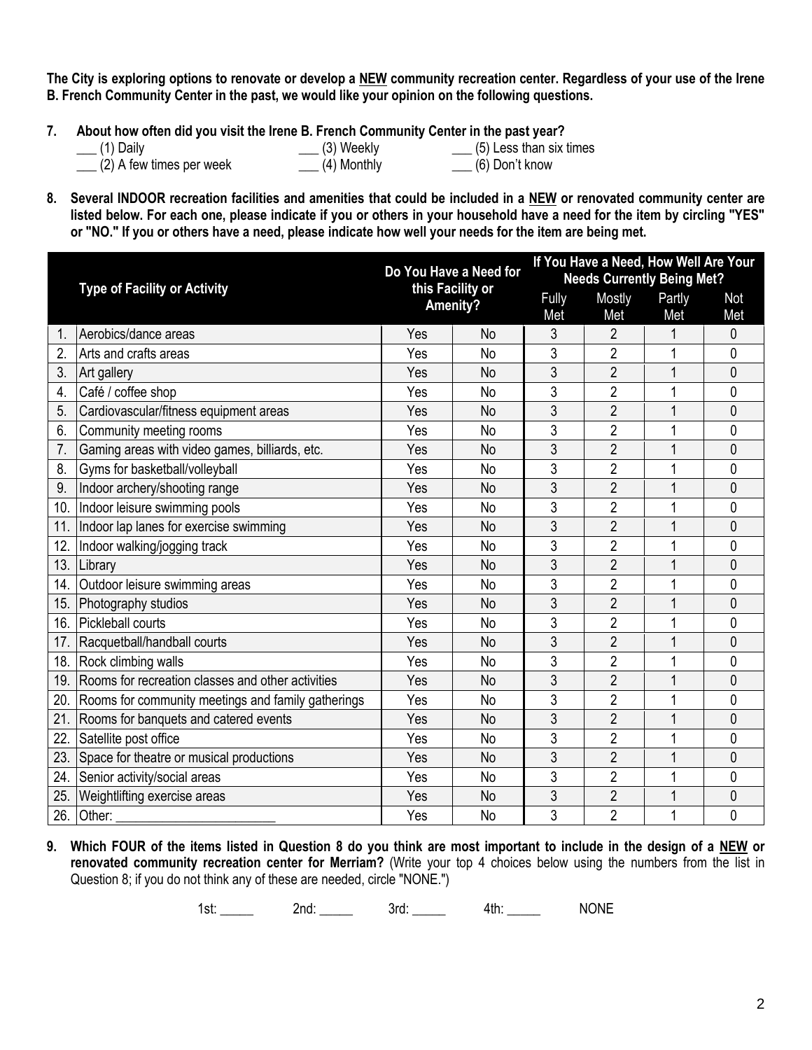**The City is exploring options to renovate or develop a NEW community recreation center. Regardless of your use of the Irene B. French Community Center in the past, we would like your opinion on the following questions.**

**7. About how often did you visit the Irene B. French Community Center in the past year?**

___ (1) Daily
___ (2) A few times per week
___ (3) Weekly
___ (4) Monthly
___ (5) Less than six times
___ (6) Don't know

**8. Several INDOOR recreation facilities and amenities that could be included in a NEW or renovated community center are listed below. For each one, please indicate if you or others in your household have a need for the item by circling "YES" or "NO." If you or others have a need, please indicate how well your needs for the item are being met.**

| | Type of Facility or Activity | Do You Have a Need for this Facility or Amenity? | | If You Have a Need, How Well Are Your Needs Currently Being Met? | | | |
|---|---|---|---|---|---|---|---|
| | | | | Fully Met | Mostly Met | Partly Met | Not Met |
| 1. | Aerobics/dance areas | Yes | No | 3 | 2 | 1 | 0 |
| 2. | Arts and crafts areas | Yes | No | 3 | 2 | 1 | 0 |
| 3. | Art gallery | Yes | No | 3 | 2 | 1 | 0 |
| 4. | Café / coffee shop | Yes | No | 3 | 2 | 1 | 0 |
| 5. | Cardiovascular/fitness equipment areas | Yes | No | 3 | 2 | 1 | 0 |
| 6. | Community meeting rooms | Yes | No | 3 | 2 | 1 | 0 |
| 7. | Gaming areas with video games, billiards, etc. | Yes | No | 3 | 2 | 1 | 0 |
| 8. | Gyms for basketball/volleyball | Yes | No | 3 | 2 | 1 | 0 |
| 9. | Indoor archery/shooting range | Yes | No | 3 | 2 | 1 | 0 |
| 10. | Indoor leisure swimming pools | Yes | No | 3 | 2 | 1 | 0 |
| 11. | Indoor lap lanes for exercise swimming | Yes | No | 3 | 2 | 1 | 0 |
| 12. | Indoor walking/jogging track | Yes | No | 3 | 2 | 1 | 0 |
| 13. | Library | Yes | No | 3 | 2 | 1 | 0 |
| 14. | Outdoor leisure swimming areas | Yes | No | 3 | 2 | 1 | 0 |
| 15. | Photography studios | Yes | No | 3 | 2 | 1 | 0 |
| 16. | Pickleball courts | Yes | No | 3 | 2 | 1 | 0 |
| 17. | Racquetball/handball courts | Yes | No | 3 | 2 | 1 | 0 |
| 18. | Rock climbing walls | Yes | No | 3 | 2 | 1 | 0 |
| 19. | Rooms for recreation classes and other activities | Yes | No | 3 | 2 | 1 | 0 |
| 20. | Rooms for community meetings and family gatherings | Yes | No | 3 | 2 | 1 | 0 |
| 21. | Rooms for banquets and catered events | Yes | No | 3 | 2 | 1 | 0 |
| 22. | Satellite post office | Yes | No | 3 | 2 | 1 | 0 |
| 23. | Space for theatre or musical productions | Yes | No | 3 | 2 | 1 | 0 |
| 24. | Senior activity/social areas | Yes | No | 3 | 2 | 1 | 0 |
| 25. | Weightlifting exercise areas | Yes | No | 3 | 2 | 1 | 0 |
| 26. | Other: ________________________ | Yes | No | 3 | 2 | 1 | 0 |

**9. Which FOUR of the items listed in Question 8 do you think are most important to include in the design of a NEW or renovated community recreation center for Merriam?** (Write your top 4 choices below using the numbers from the list in Question 8; if you do not think any of these are needed, circle "NONE.")

1st: _____ 2nd: _____ 3rd: _____ 4th: _____ NONE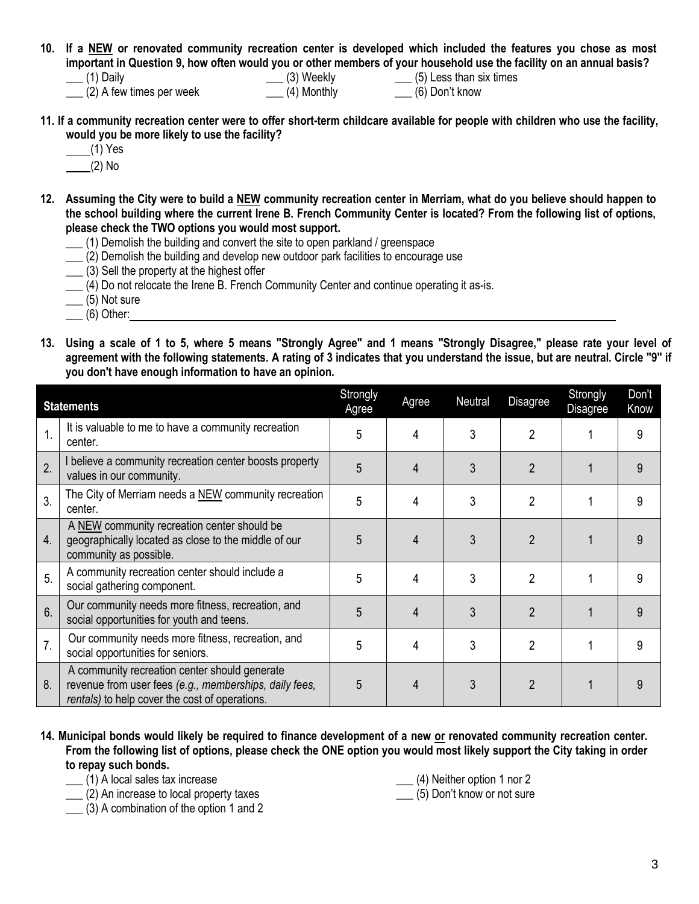**10. If a NEW or renovated community recreation center is developed which included the features you chose as most important in Question 9, how often would you or other members of your household use the facility on an annual basis?**

___ (1) Daily
___ (2) A few times per week
___ (3) Weekly
___ (4) Monthly
___ (5) Less than six times
___ (6) Don't know

**11. If a community recreation center were to offer short-term childcare available for people with children who use the facility, would you be more likely to use the facility?**

____(1) Yes
____(2) No

**12. Assuming the City were to build a NEW community recreation center in Merriam, what do you believe should happen to the school building where the current Irene B. French Community Center is located? From the following list of options, please check the TWO options you would most support.**

___ (1) Demolish the building and convert the site to open parkland / greenspace
___ (2) Demolish the building and develop new outdoor park facilities to encourage use
___ (3) Sell the property at the highest offer
___ (4) Do not relocate the Irene B. French Community Center and continue operating it as-is.
___ (5) Not sure
___ (6) Other:________________________________________________

**13. Using a scale of 1 to 5, where 5 means "Strongly Agree" and 1 means "Strongly Disagree," please rate your level of agreement with the following statements. A rating of 3 indicates that you understand the issue, but are neutral. Circle "9" if you don't have enough information to have an opinion.**

| | Statements | Strongly Agree | Agree | Neutral | Disagree | Strongly Disagree | Don't Know |
|---|---|---|---|---|---|---|---|
| 1. | It is valuable to me to have a community recreation center. | 5 | 4 | 3 | 2 | 1 | 9 |
| 2. | I believe a community recreation center boosts property values in our community. | 5 | 4 | 3 | 2 | 1 | 9 |
| 3. | The City of Merriam needs a NEW community recreation center. | 5 | 4 | 3 | 2 | 1 | 9 |
| 4. | A NEW community recreation center should be geographically located as close to the middle of our community as possible. | 5 | 4 | 3 | 2 | 1 | 9 |
| 5. | A community recreation center should include a social gathering component. | 5 | 4 | 3 | 2 | 1 | 9 |
| 6. | Our community needs more fitness, recreation, and social opportunities for youth and teens. | 5 | 4 | 3 | 2 | 1 | 9 |
| 7. | Our community needs more fitness, recreation, and social opportunities for seniors. | 5 | 4 | 3 | 2 | 1 | 9 |
| 8. | A community recreation center should generate revenue from user fees *(e.g., memberships, daily fees, rentals)* to help cover the cost of operations. | 5 | 4 | 3 | 2 | 1 | 9 |

**14. Municipal bonds would likely be required to finance development of a new or renovated community recreation center. From the following list of options, please check the ONE option you would most likely support the City taking in order to repay such bonds.**

___ (1) A local sales tax increase
___ (2) An increase to local property taxes
___ (3) A combination of the option 1 and 2
___ (4) Neither option 1 nor 2
___ (5) Don't know or not sure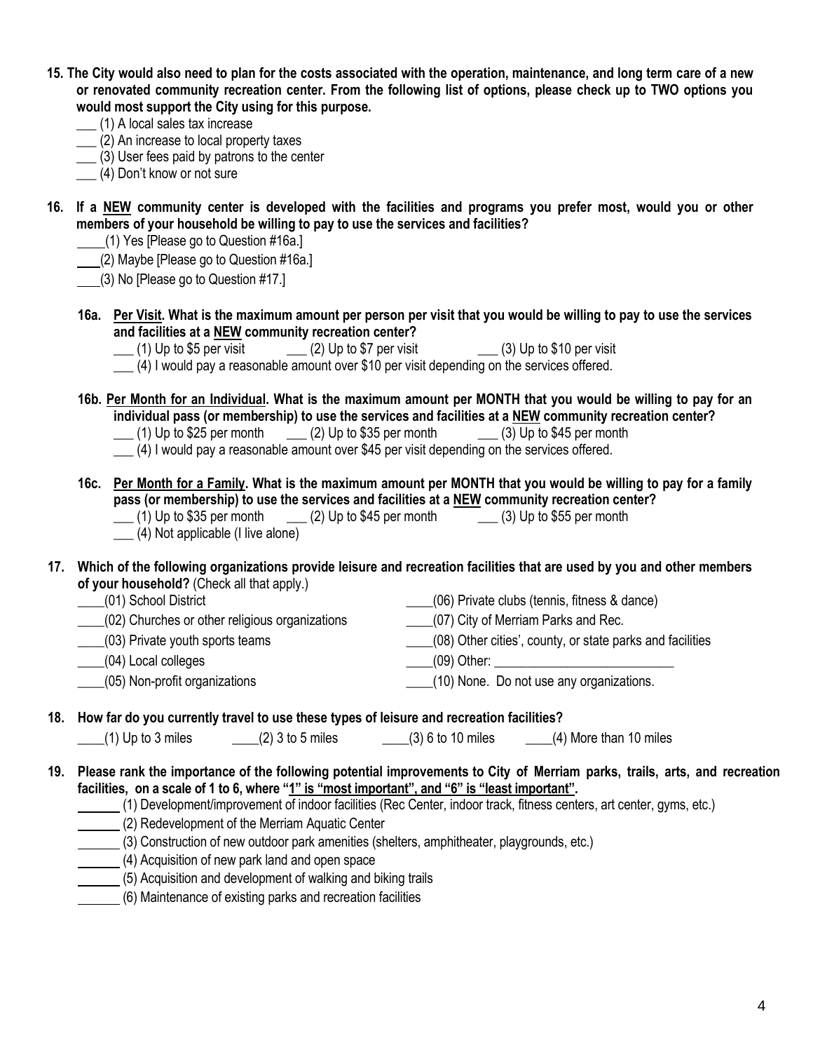**15. The City would also need to plan for the costs associated with the operation, maintenance, and long term care of a new or renovated community recreation center. From the following list of options, please check up to TWO options you would most support the City using for this purpose.**

___ (1) A local sales tax increase
___ (2) An increase to local property taxes
___ (3) User fees paid by patrons to the center
___ (4) Don't know or not sure

**16. If a NEW community center is developed with the facilities and programs you prefer most, would you or other members of your household be willing to pay to use the services and facilities?**

____(1) Yes [Please go to Question #16a.]
____(2) Maybe [Please go to Question #16a.]
____(3) No [Please go to Question #17.]

**16a. Per Visit. What is the maximum amount per person per visit that you would be willing to pay to use the services and facilities at a NEW community recreation center?**

___ (1) Up to $5 per visit ___ (2) Up to $7 per visit ___ (3) Up to $10 per visit
___ (4) I would pay a reasonable amount over $10 per visit depending on the services offered.

**16b. Per Month for an Individual. What is the maximum amount per MONTH that you would be willing to pay for an individual pass (or membership) to use the services and facilities at a NEW community recreation center?**

___ (1) Up to $25 per month ___ (2) Up to $35 per month ___ (3) Up to $45 per month
___ (4) I would pay a reasonable amount over $45 per visit depending on the services offered.

**16c. Per Month for a Family. What is the maximum amount per MONTH that you would be willing to pay for a family pass (or membership) to use the services and facilities at a NEW community recreation center?**

___ (1) Up to $35 per month ___ (2) Up to $45 per month ___ (3) Up to $55 per month
___ (4) Not applicable (I live alone)

**17. Which of the following organizations provide leisure and recreation facilities that are used by you and other members of your household?** (Check all that apply.)

____(01) School District
____(02) Churches or other religious organizations
____(03) Private youth sports teams
____(04) Local colleges
____(05) Non-profit organizations
____(06) Private clubs (tennis, fitness & dance)
____(07) City of Merriam Parks and Rec.
____(08) Other cities', county, or state parks and facilities
____(09) Other: ___________________________
____(10) None. Do not use any organizations.

**18. How far do you currently travel to use these types of leisure and recreation facilities?**

____(1) Up to 3 miles ____(2) 3 to 5 miles ____(3) 6 to 10 miles ____(4) More than 10 miles

**19. Please rank the importance of the following potential improvements to City of Merriam parks, trails, arts, and recreation facilities, on a scale of 1 to 6, where "1" is "most important", and "6" is "least important".**

______ (1) Development/improvement of indoor facilities (Rec Center, indoor track, fitness centers, art center, gyms, etc.)
______ (2) Redevelopment of the Merriam Aquatic Center
______ (3) Construction of new outdoor park amenities (shelters, amphitheater, playgrounds, etc.)
______ (4) Acquisition of new park land and open space
______ (5) Acquisition and development of walking and biking trails
______ (6) Maintenance of existing parks and recreation facilities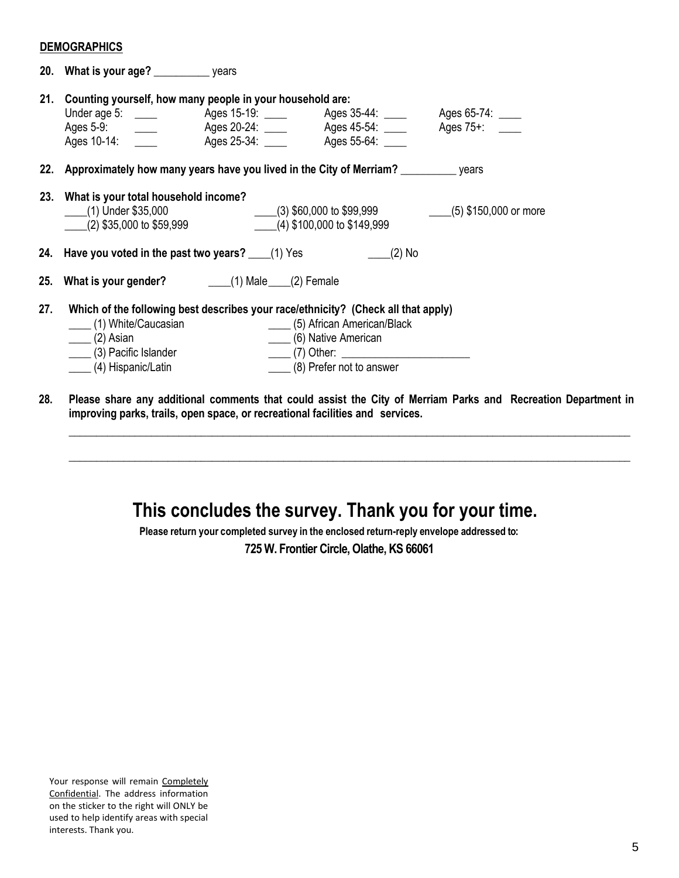**DEMOGRAPHICS**

**20. What is your age?** __________ years

**21. Counting yourself, how many people in your household are:**

| | | | |
|---|---|---|---|
| Under age 5: ____ | Ages 15-19: ____ | Ages 35-44: ____ | Ages 65-74: ____ |
| Ages 5-9: ____ | Ages 20-24: ____ | Ages 45-54: ____ | Ages 75+: ____ |
| Ages 10-14: ____ | Ages 25-34: ____ | Ages 55-64: ____ | |

**22. Approximately how many years have you lived in the City of Merriam?** __________ years

**23. What is your total household income?**

____(1) Under $35,000
____(2) $35,000 to $59,999
____(3) $60,000 to $99,999
____(4) $100,000 to $149,999
____(5) $150,000 or more

**24. Have you voted in the past two years?** ____(1) Yes ____(2) No

**25. What is your gender?** ____(1) Male ____(2) Female

**27. Which of the following best describes your race/ethnicity? (Check all that apply)**

____ (1) White/Caucasian
____ (2) Asian
____ (3) Pacific Islander
____ (4) Hispanic/Latin
____ (5) African American/Black
____ (6) Native American
____ (7) Other: ______________________
____ (8) Prefer not to answer

**28. Please share any additional comments that could assist the City of Merriam Parks and Recreation Department in improving parks, trails, open space, or recreational facilities and services.**

_____________________________________________________________________________________________

_____________________________________________________________________________________________

# This concludes the survey. Thank you for your time.

**Please return your completed survey in the enclosed return-reply envelope addressed to:**

**725 W. Frontier Circle, Olathe, KS 66061**

Your response will remain Completely Confidential. The address information on the sticker to the right will ONLY be used to help identify areas with special interests. Thank you.